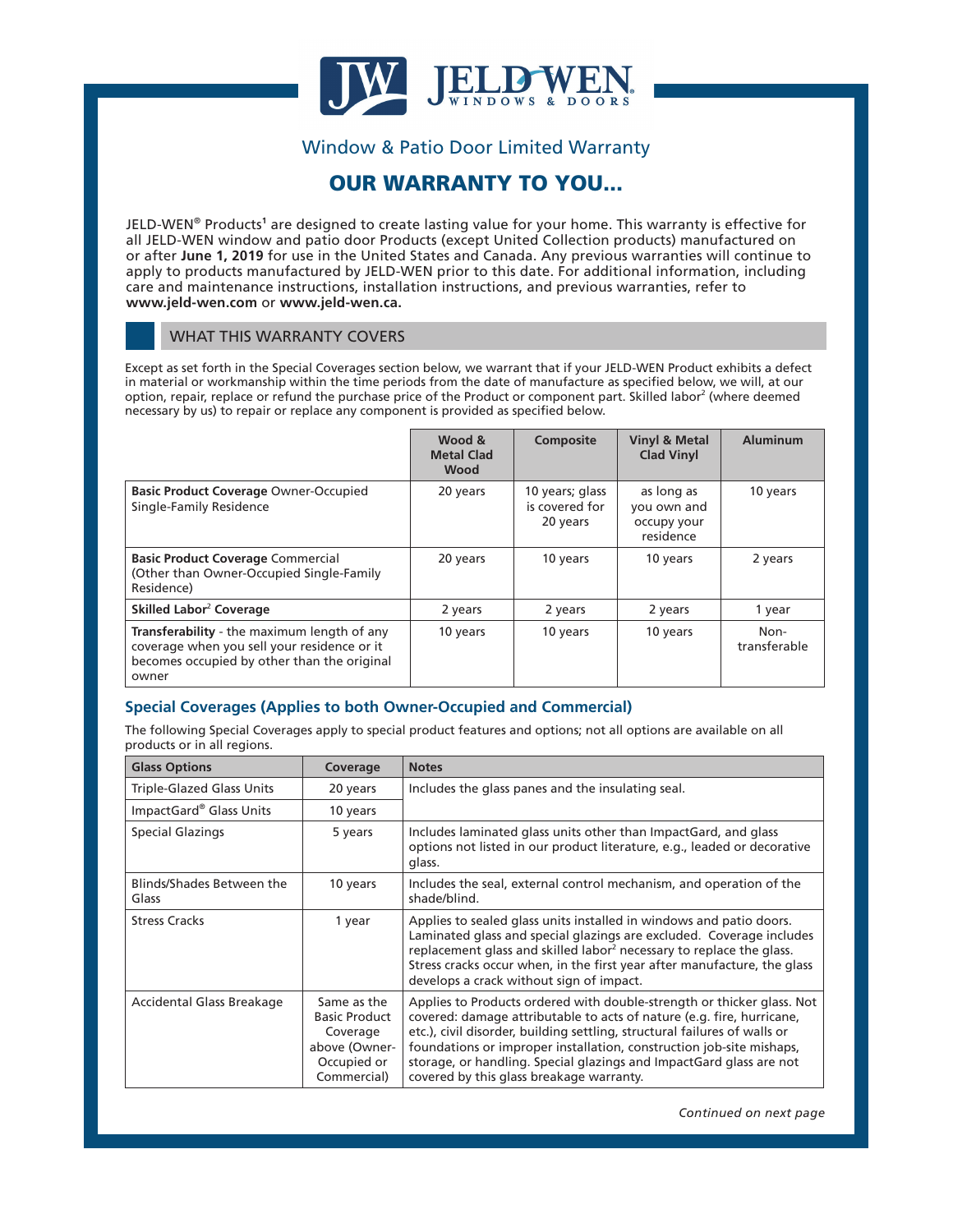# Window & Patio Door Limited Warranty

## OUR WARRANTY TO YOU...

JELD-WEN® Products[1] are designed to create lasting value for your home. This warranty is effective for all JELD-WEN window and patio door Products (except United Collection products) manufactured on or after **June 1, 2019** for use in the United States and Canada. Any previous warranties will continue to apply to products manufactured by JELD-WEN prior to this date. For additional information, including care and maintenance instructions, installation instructions, and previous warranties, refer to **www.jeld-wen.com** or **www.jeld-wen.ca.**

## WHAT THIS WARRANTY COVERS

Except as set forth in the Special Coverages section below, we warrant that if your JELD-WEN Product exhibits a defect in material or workmanship within the time periods from the date of manufacture as specified below, we will, at our option, repair, replace or refund the purchase price of the Product or component part. Skilled labor[2] (where deemed necessary by us) to repair or replace any component is provided as specified below.

| | Wood & Metal Clad Wood | Composite | Vinyl & Metal Clad Vinyl | Aluminum |
|---|---|---|---|---|
| **Basic Product Coverage** Owner-Occupied Single-Family Residence | 20 years | 10 years; glass is covered for 20 years | as long as you own and occupy your residence | 10 years |
| **Basic Product Coverage** Commercial (Other than Owner-Occupied Single-Family Residence) | 20 years | 10 years | 10 years | 2 years |
| **Skilled Labor[2] Coverage** | 2 years | 2 years | 2 years | 1 year |
| **Transferability** - the maximum length of any coverage when you sell your residence or it becomes occupied by other than the original owner | 10 years | 10 years | 10 years | Non-transferable |

### Special Coverages (Applies to both Owner-Occupied and Commercial)

The following Special Coverages apply to special product features and options; not all options are available on all products or in all regions.

| Glass Options | Coverage | Notes |
|---|---|---|
| Triple-Glazed Glass Units | 20 years | Includes the glass panes and the insulating seal. |
| ImpactGard® Glass Units | 10 years | |
| Special Glazings | 5 years | Includes laminated glass units other than ImpactGard, and glass options not listed in our product literature, e.g., leaded or decorative glass. |
| Blinds/Shades Between the Glass | 10 years | Includes the seal, external control mechanism, and operation of the shade/blind. |
| Stress Cracks | 1 year | Applies to sealed glass units installed in windows and patio doors. Laminated glass and special glazings are excluded. Coverage includes replacement glass and skilled labor[2] necessary to replace the glass. Stress cracks occur when, in the first year after manufacture, the glass develops a crack without sign of impact. |
| Accidental Glass Breakage | Same as the Basic Product Coverage above (Owner-Occupied or Commercial) | Applies to Products ordered with double-strength or thicker glass. Not covered: damage attributable to acts of nature (e.g. fire, hurricane, etc.), civil disorder, building settling, structural failures of walls or foundations or improper installation, construction job-site mishaps, storage, or handling. Special glazings and ImpactGard glass are not covered by this glass breakage warranty. |

*Continued on next page*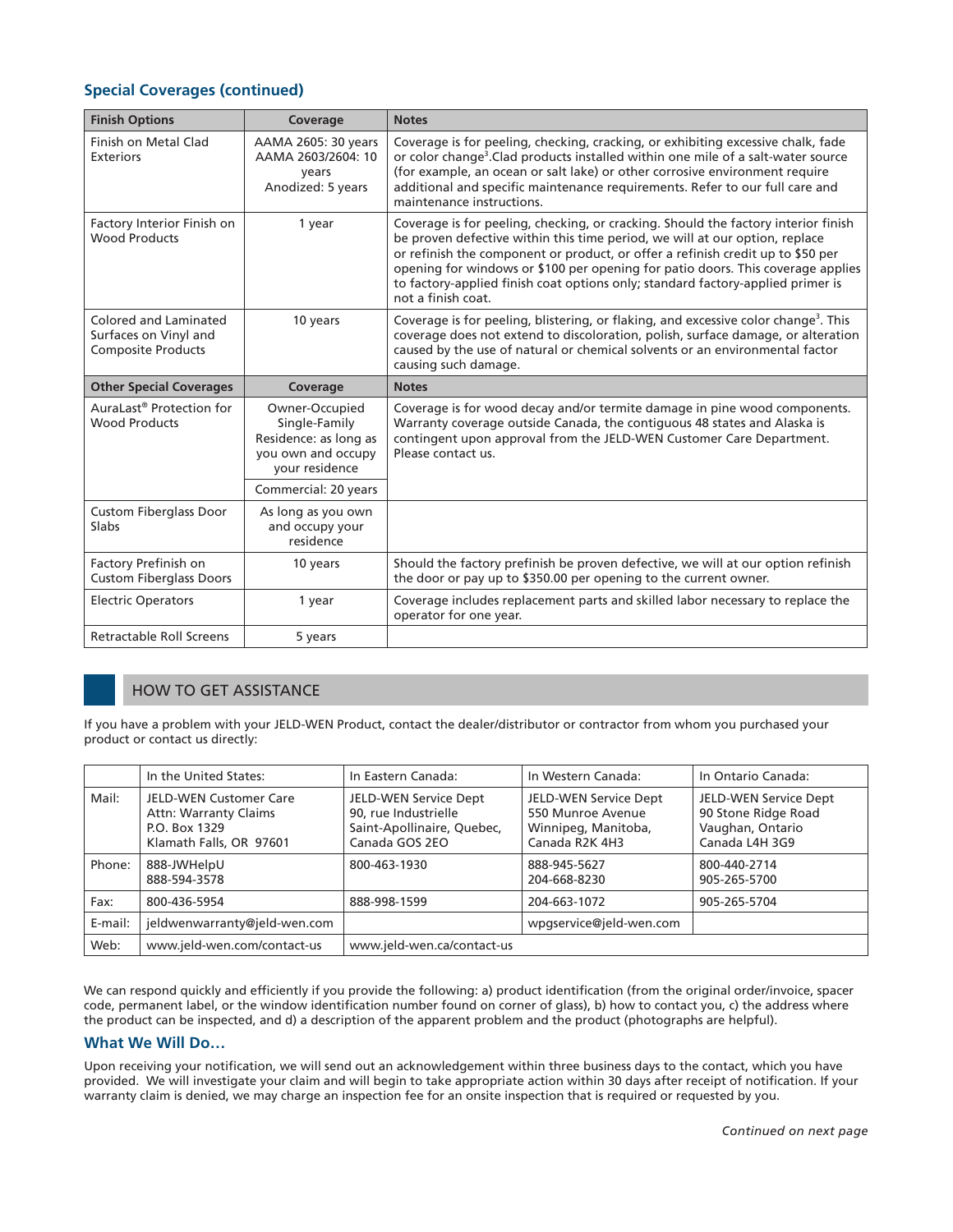## Special Coverages (continued)

| Finish Options | Coverage | Notes |
|---|---|---|
| Finish on Metal Clad Exteriors | AAMA 2605: 30 years<br>AAMA 2603/2604: 10 years<br>Anodized: 5 years | Coverage is for peeling, checking, cracking, or exhibiting excessive chalk, fade or color change[3]. Clad products installed within one mile of a salt-water source (for example, an ocean or salt lake) or other corrosive environment require additional and specific maintenance requirements. Refer to our full care and maintenance instructions. |
| Factory Interior Finish on Wood Products | 1 year | Coverage is for peeling, checking, or cracking. Should the factory interior finish be proven defective within this time period, we will at our option, replace or refinish the component or product, or offer a refinish credit up to $50 per opening for windows or $100 per opening for patio doors. This coverage applies to factory-applied finish coat options only; standard factory-applied primer is not a finish coat. |
| Colored and Laminated Surfaces on Vinyl and Composite Products | 10 years | Coverage is for peeling, blistering, or flaking, and excessive color change[3]. This coverage does not extend to discoloration, polish, surface damage, or alteration caused by the use of natural or chemical solvents or an environmental factor causing such damage. |
| **Other Special Coverages** | **Coverage** | **Notes** |
| AuraLast® Protection for Wood Products | Owner-Occupied Single-Family Residence: as long as you own and occupy your residence<br>Commercial: 20 years | Coverage is for wood decay and/or termite damage in pine wood components. Warranty coverage outside Canada, the contiguous 48 states and Alaska is contingent upon approval from the JELD-WEN Customer Care Department. Please contact us. |
| Custom Fiberglass Door Slabs | As long as you own and occupy your residence | |
| Factory Prefinish on Custom Fiberglass Doors | 10 years | Should the factory prefinish be proven defective, we will at our option refinish the door or pay up to $350.00 per opening to the current owner. |
| Electric Operators | 1 year | Coverage includes replacement parts and skilled labor necessary to replace the operator for one year. |
| Retractable Roll Screens | 5 years | |

## HOW TO GET ASSISTANCE

If you have a problem with your JELD-WEN Product, contact the dealer/distributor or contractor from whom you purchased your product or contact us directly:

| | In the United States: | In Eastern Canada: | In Western Canada: | In Ontario Canada: |
|---|---|---|---|---|
| Mail: | JELD-WEN Customer Care<br>Attn: Warranty Claims<br>P.O. Box 1329<br>Klamath Falls, OR 97601 | JELD-WEN Service Dept<br>90, rue Industrielle<br>Saint-Apollinaire, Quebec, Canada GOS 2EO | JELD-WEN Service Dept<br>550 Munroe Avenue<br>Winnipeg, Manitoba, Canada R2K 4H3 | JELD-WEN Service Dept<br>90 Stone Ridge Road<br>Vaughan, Ontario<br>Canada L4H 3G9 |
| Phone: | 888-JWHelpU<br>888-594-3578 | 800-463-1930 | 888-945-5627<br>204-668-8230 | 800-440-2714<br>905-265-5700 |
| Fax: | 800-436-5954 | 888-998-1599 | 204-663-1072 | 905-265-5704 |
| E-mail: | jeldwenwarranty@jeld-wen.com | | wpgservice@jeld-wen.com | |
| Web: | www.jeld-wen.com/contact-us | www.jeld-wen.ca/contact-us | | |

We can respond quickly and efficiently if you provide the following: a) product identification (from the original order/invoice, spacer code, permanent label, or the window identification number found on corner of glass), b) how to contact you, c) the address where the product can be inspected, and d) a description of the apparent problem and the product (photographs are helpful).

### What We Will Do…

Upon receiving your notification, we will send out an acknowledgement within three business days to the contact, which you have provided. We will investigate your claim and will begin to take appropriate action within 30 days after receipt of notification. If your warranty claim is denied, we may charge an inspection fee for an onsite inspection that is required or requested by you.

*Continued on next page*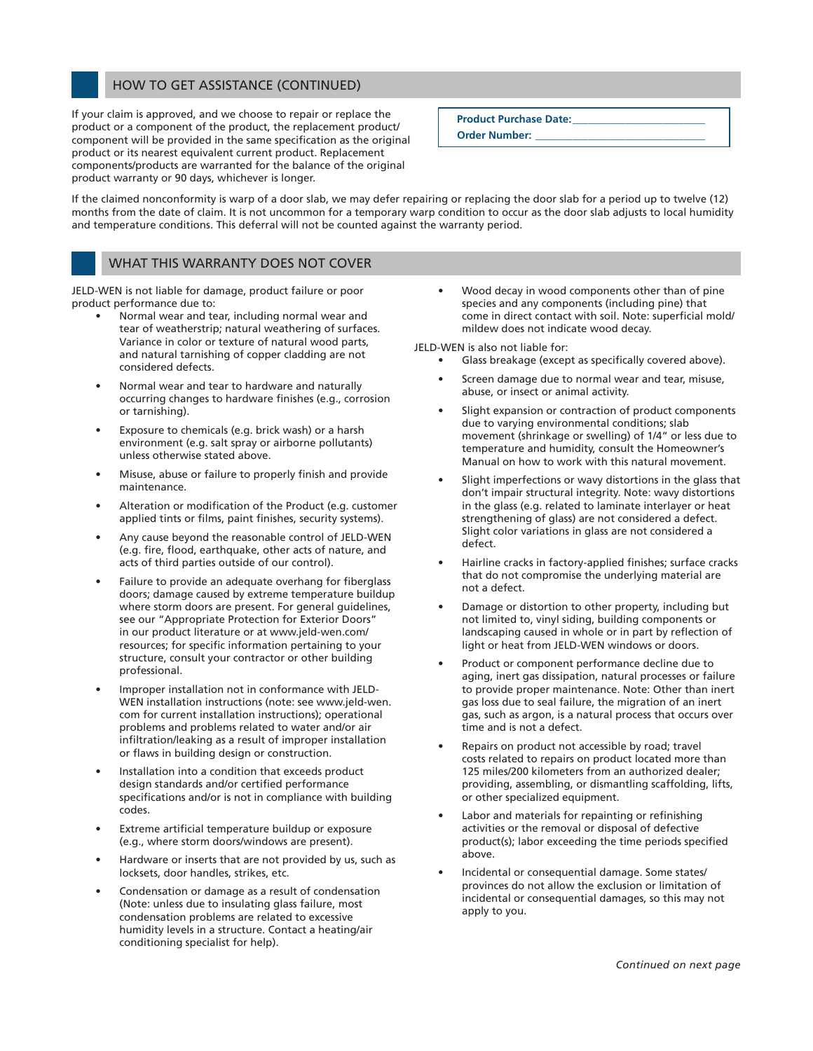## HOW TO GET ASSISTANCE (CONTINUED)

If your claim is approved, and we choose to repair or replace the product or a component of the product, the replacement product/component will be provided in the same specification as the original product or its nearest equivalent current product. Replacement components/products are warranted for the balance of the original product warranty or 90 days, whichever is longer.

**Product Purchase Date:** ______________________

**Order Number:** ___________________________

If the claimed nonconformity is warp of a door slab, we may defer repairing or replacing the door slab for a period up to twelve (12) months from the date of claim. It is not uncommon for a temporary warp condition to occur as the door slab adjusts to local humidity and temperature conditions. This deferral will not be counted against the warranty period.

## WHAT THIS WARRANTY DOES NOT COVER

JELD-WEN is not liable for damage, product failure or poor product performance due to:

- Normal wear and tear, including normal wear and tear of weatherstrip; natural weathering of surfaces. Variance in color or texture of natural wood parts, and natural tarnishing of copper cladding are not considered defects.
- Normal wear and tear to hardware and naturally occurring changes to hardware finishes (e.g., corrosion or tarnishing).
- Exposure to chemicals (e.g. brick wash) or a harsh environment (e.g. salt spray or airborne pollutants) unless otherwise stated above.
- Misuse, abuse or failure to properly finish and provide maintenance.
- Alteration or modification of the Product (e.g. customer applied tints or films, paint finishes, security systems).
- Any cause beyond the reasonable control of JELD-WEN (e.g. fire, flood, earthquake, other acts of nature, and acts of third parties outside of our control).
- Failure to provide an adequate overhang for fiberglass doors; damage caused by extreme temperature buildup where storm doors are present. For general guidelines, see our "Appropriate Protection for Exterior Doors" in our product literature or at www.jeld-wen.com/resources; for specific information pertaining to your structure, consult your contractor or other building professional.
- Improper installation not in conformance with JELD-WEN installation instructions (note: see www.jeld-wen.com for current installation instructions); operational problems and problems related to water and/or air infiltration/leaking as a result of improper installation or flaws in building design or construction.
- Installation into a condition that exceeds product design standards and/or certified performance specifications and/or is not in compliance with building codes.
- Extreme artificial temperature buildup or exposure (e.g., where storm doors/windows are present).
- Hardware or inserts that are not provided by us, such as locksets, door handles, strikes, etc.
- Condensation or damage as a result of condensation (Note: unless due to insulating glass failure, most condensation problems are related to excessive humidity levels in a structure. Contact a heating/air conditioning specialist for help).
- Wood decay in wood components other than of pine species and any components (including pine) that come in direct contact with soil. Note: superficial mold/mildew does not indicate wood decay.

JELD-WEN is also not liable for:

- Glass breakage (except as specifically covered above).
- Screen damage due to normal wear and tear, misuse, abuse, or insect or animal activity.
- Slight expansion or contraction of product components due to varying environmental conditions; slab movement (shrinkage or swelling) of 1/4" or less due to temperature and humidity, consult the Homeowner's Manual on how to work with this natural movement.
- Slight imperfections or wavy distortions in the glass that don't impair structural integrity. Note: wavy distortions in the glass (e.g. related to laminate interlayer or heat strengthening of glass) are not considered a defect. Slight color variations in glass are not considered a defect.
- Hairline cracks in factory-applied finishes; surface cracks that do not compromise the underlying material are not a defect.
- Damage or distortion to other property, including but not limited to, vinyl siding, building components or landscaping caused in whole or in part by reflection of light or heat from JELD-WEN windows or doors.
- Product or component performance decline due to aging, inert gas dissipation, natural processes or failure to provide proper maintenance. Note: Other than inert gas loss due to seal failure, the migration of an inert gas, such as argon, is a natural process that occurs over time and is not a defect.
- Repairs on product not accessible by road; travel costs related to repairs on product located more than 125 miles/200 kilometers from an authorized dealer; providing, assembling, or dismantling scaffolding, lifts, or other specialized equipment.
- Labor and materials for repainting or refinishing activities or the removal or disposal of defective product(s); labor exceeding the time periods specified above.
- Incidental or consequential damage. Some states/provinces do not allow the exclusion or limitation of incidental or consequential damages, so this may not apply to you.

*Continued on next page*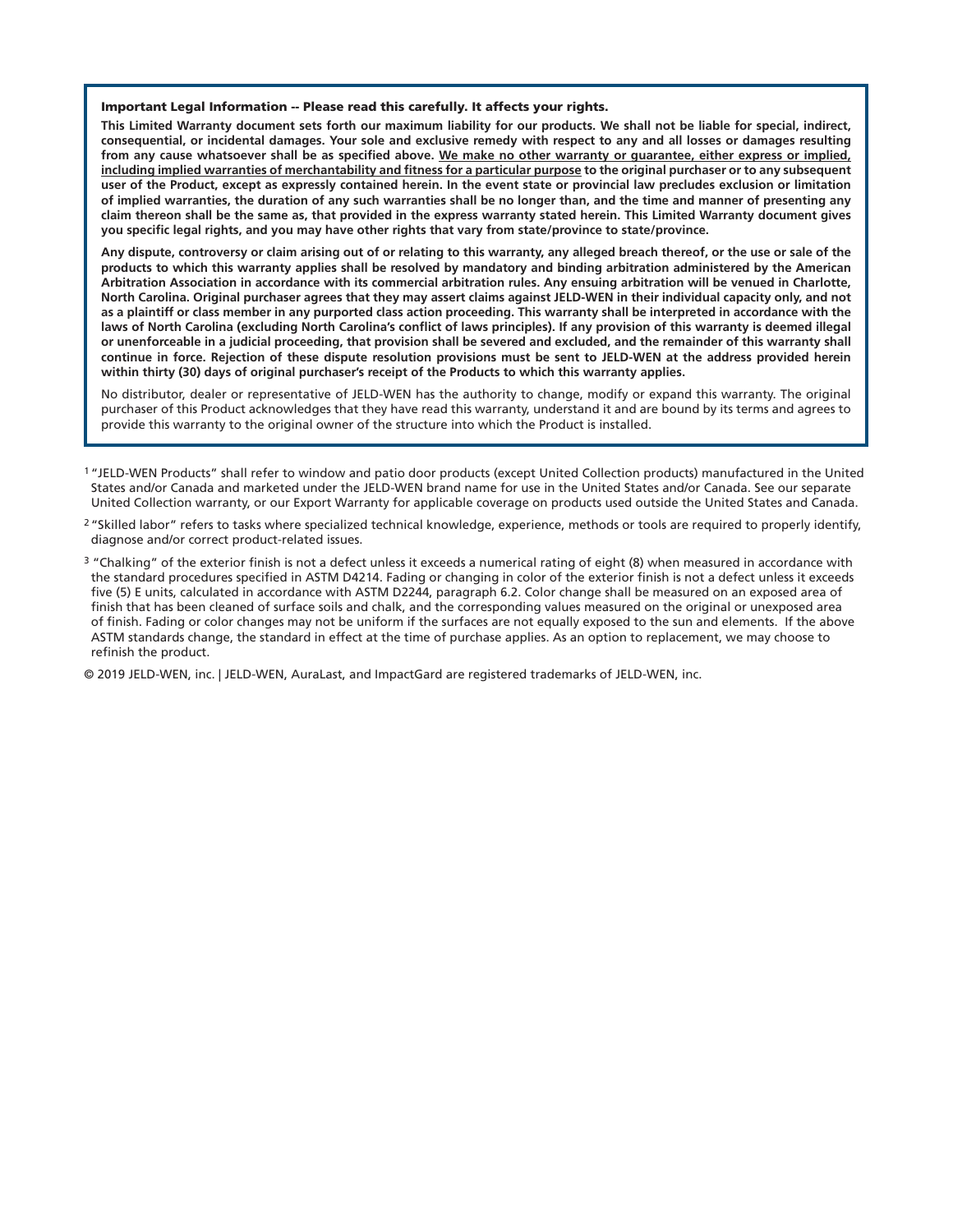**Important Legal Information -- Please read this carefully. It affects your rights.**

**This Limited Warranty document sets forth our maximum liability for our products. We shall not be liable for special, indirect, consequential, or incidental damages. Your sole and exclusive remedy with respect to any and all losses or damages resulting from any cause whatsoever shall be as specified above. We make no other warranty or guarantee, either express or implied, including implied warranties of merchantability and fitness for a particular purpose to the original purchaser or to any subsequent user of the Product, except as expressly contained herein. In the event state or provincial law precludes exclusion or limitation of implied warranties, the duration of any such warranties shall be no longer than, and the time and manner of presenting any claim thereon shall be the same as, that provided in the express warranty stated herein. This Limited Warranty document gives you specific legal rights, and you may have other rights that vary from state/province to state/province.**

**Any dispute, controversy or claim arising out of or relating to this warranty, any alleged breach thereof, or the use or sale of the products to which this warranty applies shall be resolved by mandatory and binding arbitration administered by the American Arbitration Association in accordance with its commercial arbitration rules. Any ensuing arbitration will be venued in Charlotte, North Carolina. Original purchaser agrees that they may assert claims against JELD-WEN in their individual capacity only, and not as a plaintiff or class member in any purported class action proceeding. This warranty shall be interpreted in accordance with the laws of North Carolina (excluding North Carolina's conflict of laws principles). If any provision of this warranty is deemed illegal or unenforceable in a judicial proceeding, that provision shall be severed and excluded, and the remainder of this warranty shall continue in force. Rejection of these dispute resolution provisions must be sent to JELD-WEN at the address provided herein within thirty (30) days of original purchaser's receipt of the Products to which this warranty applies.**

No distributor, dealer or representative of JELD-WEN has the authority to change, modify or expand this warranty. The original purchaser of this Product acknowledges that they have read this warranty, understand it and are bound by its terms and agrees to provide this warranty to the original owner of the structure into which the Product is installed.

[1] "JELD-WEN Products" shall refer to window and patio door products (except United Collection products) manufactured in the United States and/or Canada and marketed under the JELD-WEN brand name for use in the United States and/or Canada. See our separate United Collection warranty, or our Export Warranty for applicable coverage on products used outside the United States and Canada.

[2] "Skilled labor" refers to tasks where specialized technical knowledge, experience, methods or tools are required to properly identify, diagnose and/or correct product-related issues.

[3] "Chalking" of the exterior finish is not a defect unless it exceeds a numerical rating of eight (8) when measured in accordance with the standard procedures specified in ASTM D4214. Fading or changing in color of the exterior finish is not a defect unless it exceeds five (5) E units, calculated in accordance with ASTM D2244, paragraph 6.2. Color change shall be measured on an exposed area of finish that has been cleaned of surface soils and chalk, and the corresponding values measured on the original or unexposed area of finish. Fading or color changes may not be uniform if the surfaces are not equally exposed to the sun and elements. If the above ASTM standards change, the standard in effect at the time of purchase applies. As an option to replacement, we may choose to refinish the product.

© 2019 JELD-WEN, inc. | JELD-WEN, AuraLast, and ImpactGard are registered trademarks of JELD-WEN, inc.